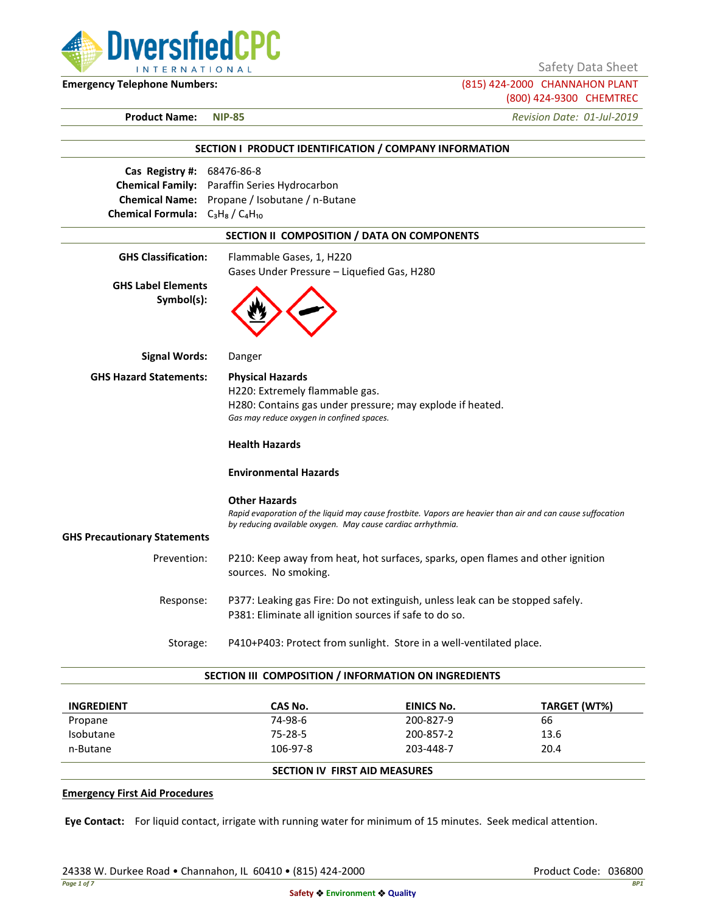DiversifiedCPC INTERNATIONAL

Safety Data Sheet

**Emergency Telephone Numbers:** (815) 424-2000 CHANNAHON PLANT
(800) 424-9300 CHEMTREC

**Product Name:** **NIP-85** *Revision Date: 01-Jul-2019*

## SECTION I PRODUCT IDENTIFICATION / COMPANY INFORMATION

**Cas Registry #:** 68476-86-8
**Chemical Family:** Paraffin Series Hydrocarbon
**Chemical Name:** Propane / Isobutane / n-Butane
**Chemical Formula:** $C_3H_8$ / $C_4H_{10}$

## SECTION II COMPOSITION / DATA ON COMPONENTS

**GHS Classification:** Flammable Gases, 1, H220
Gases Under Pressure – Liquefied Gas, H280

**GHS Label Elements Symbol(s):**

**Signal Words:** Danger

**GHS Hazard Statements:**

**Physical Hazards**
H220: Extremely flammable gas.
H280: Contains gas under pressure; may explode if heated.
*Gas may reduce oxygen in confined spaces.*

**Health Hazards**

**Environmental Hazards**

**Other Hazards**
*Rapid evaporation of the liquid may cause frostbite. Vapors are heavier than air and can cause suffocation by reducing available oxygen. May cause cardiac arrhythmia.*

**GHS Precautionary Statements**

Prevention: P210: Keep away from heat, hot surfaces, sparks, open flames and other ignition sources. No smoking.

Response: P377: Leaking gas Fire: Do not extinguish, unless leak can be stopped safely.
P381: Eliminate all ignition sources if safe to do so.

Storage: P410+P403: Protect from sunlight. Store in a well-ventilated place.

## SECTION III COMPOSITION / INFORMATION ON INGREDIENTS

| INGREDIENT | CAS No. | EINICS No. | TARGET (WT%) |
|---|---|---|---|
| Propane | 74-98-6 | 200-827-9 | 66 |
| Isobutane | 75-28-5 | 200-857-2 | 13.6 |
| n-Butane | 106-97-8 | 203-448-7 | 20.4 |

## SECTION IV FIRST AID MEASURES

**Emergency First Aid Procedures**

**Eye Contact:** For liquid contact, irrigate with running water for minimum of 15 minutes. Seek medical attention.

24338 W. Durkee Road • Channahon, IL 60410 • (815) 424-2000 Product Code: 036800

Safety ❖ Environment ❖ Quality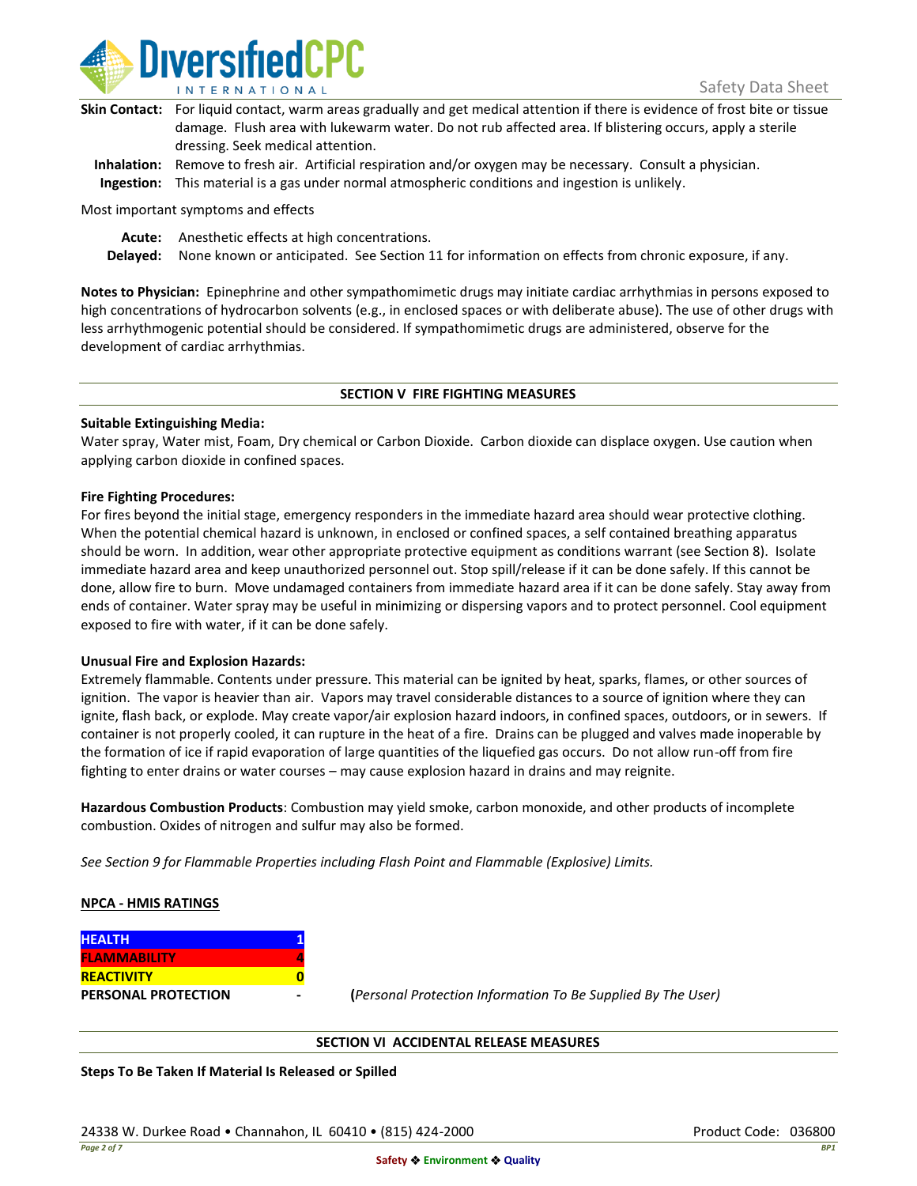**Skin Contact:** For liquid contact, warm areas gradually and get medical attention if there is evidence of frost bite or tissue damage. Flush area with lukewarm water. Do not rub affected area. If blistering occurs, apply a sterile dressing. Seek medical attention.

**Inhalation:** Remove to fresh air. Artificial respiration and/or oxygen may be necessary. Consult a physician.

**Ingestion:** This material is a gas under normal atmospheric conditions and ingestion is unlikely.

Most important symptoms and effects

**Acute:** Anesthetic effects at high concentrations.

**Delayed:** None known or anticipated. See Section 11 for information on effects from chronic exposure, if any.

**Notes to Physician:** Epinephrine and other sympathomimetic drugs may initiate cardiac arrhythmias in persons exposed to high concentrations of hydrocarbon solvents (e.g., in enclosed spaces or with deliberate abuse). The use of other drugs with less arrhythmogenic potential should be considered. If sympathomimetic drugs are administered, observe for the development of cardiac arrhythmias.

## SECTION V FIRE FIGHTING MEASURES

**Suitable Extinguishing Media:**

Water spray, Water mist, Foam, Dry chemical or Carbon Dioxide. Carbon dioxide can displace oxygen. Use caution when applying carbon dioxide in confined spaces.

**Fire Fighting Procedures:**

For fires beyond the initial stage, emergency responders in the immediate hazard area should wear protective clothing. When the potential chemical hazard is unknown, in enclosed or confined spaces, a self contained breathing apparatus should be worn. In addition, wear other appropriate protective equipment as conditions warrant (see Section 8). Isolate immediate hazard area and keep unauthorized personnel out. Stop spill/release if it can be done safely. If this cannot be done, allow fire to burn. Move undamaged containers from immediate hazard area if it can be done safely. Stay away from ends of container. Water spray may be useful in minimizing or dispersing vapors and to protect personnel. Cool equipment exposed to fire with water, if it can be done safely.

**Unusual Fire and Explosion Hazards:**

Extremely flammable. Contents under pressure. This material can be ignited by heat, sparks, flames, or other sources of ignition. The vapor is heavier than air. Vapors may travel considerable distances to a source of ignition where they can ignite, flash back, or explode. May create vapor/air explosion hazard indoors, in confined spaces, outdoors, or in sewers. If container is not properly cooled, it can rupture in the heat of a fire. Drains can be plugged and valves made inoperable by the formation of ice if rapid evaporation of large quantities of the liquefied gas occurs. Do not allow run-off from fire fighting to enter drains or water courses – may cause explosion hazard in drains and may reignite.

**Hazardous Combustion Products**: Combustion may yield smoke, carbon monoxide, and other products of incomplete combustion. Oxides of nitrogen and sulfur may also be formed.

*See Section 9 for Flammable Properties including Flash Point and Flammable (Explosive) Limits.*

**NPCA - HMIS RATINGS**

| | |
|---|---|
| **HEALTH** | **1** |
| **FLAMMABILITY** | **4** |
| **REACTIVITY** | **0** |
| **PERSONAL PROTECTION** | **-** |

(*Personal Protection Information To Be Supplied By The User)*

## SECTION VI ACCIDENTAL RELEASE MEASURES

**Steps To Be Taken If Material Is Released or Spilled**

24338 W. Durkee Road • Channahon, IL 60410 • (815) 424-2000

Product Code: 036800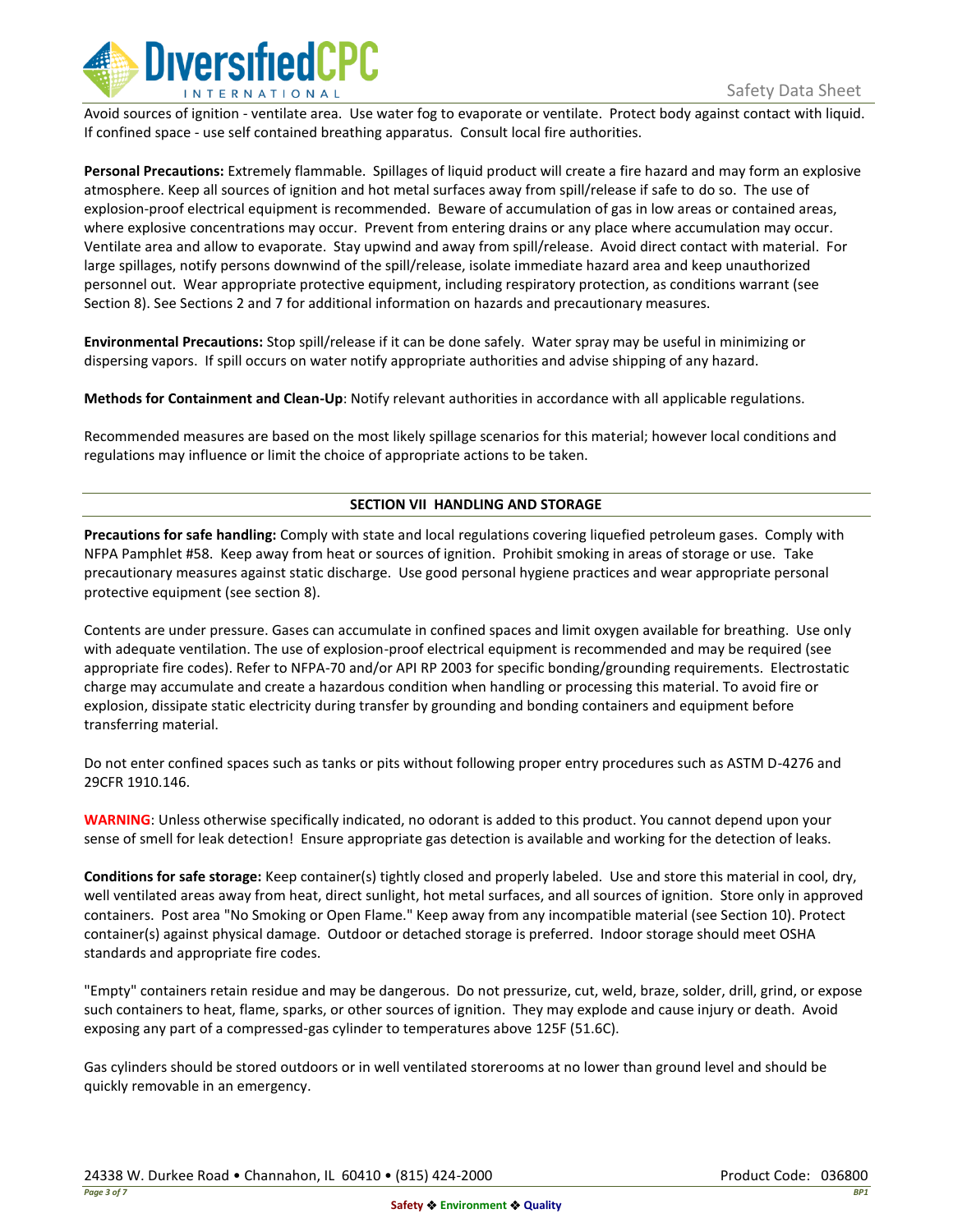Avoid sources of ignition - ventilate area. Use water fog to evaporate or ventilate. Protect body against contact with liquid. If confined space - use self contained breathing apparatus. Consult local fire authorities.

**Personal Precautions:** Extremely flammable. Spillages of liquid product will create a fire hazard and may form an explosive atmosphere. Keep all sources of ignition and hot metal surfaces away from spill/release if safe to do so. The use of explosion-proof electrical equipment is recommended. Beware of accumulation of gas in low areas or contained areas, where explosive concentrations may occur. Prevent from entering drains or any place where accumulation may occur. Ventilate area and allow to evaporate. Stay upwind and away from spill/release. Avoid direct contact with material. For large spillages, notify persons downwind of the spill/release, isolate immediate hazard area and keep unauthorized personnel out. Wear appropriate protective equipment, including respiratory protection, as conditions warrant (see Section 8). See Sections 2 and 7 for additional information on hazards and precautionary measures.

**Environmental Precautions:** Stop spill/release if it can be done safely. Water spray may be useful in minimizing or dispersing vapors. If spill occurs on water notify appropriate authorities and advise shipping of any hazard.

**Methods for Containment and Clean-Up**: Notify relevant authorities in accordance with all applicable regulations.

Recommended measures are based on the most likely spillage scenarios for this material; however local conditions and regulations may influence or limit the choice of appropriate actions to be taken.

## SECTION VII HANDLING AND STORAGE

**Precautions for safe handling:** Comply with state and local regulations covering liquefied petroleum gases. Comply with NFPA Pamphlet #58. Keep away from heat or sources of ignition. Prohibit smoking in areas of storage or use. Take precautionary measures against static discharge. Use good personal hygiene practices and wear appropriate personal protective equipment (see section 8).

Contents are under pressure. Gases can accumulate in confined spaces and limit oxygen available for breathing. Use only with adequate ventilation. The use of explosion-proof electrical equipment is recommended and may be required (see appropriate fire codes). Refer to NFPA-70 and/or API RP 2003 for specific bonding/grounding requirements. Electrostatic charge may accumulate and create a hazardous condition when handling or processing this material. To avoid fire or explosion, dissipate static electricity during transfer by grounding and bonding containers and equipment before transferring material.

Do not enter confined spaces such as tanks or pits without following proper entry procedures such as ASTM D-4276 and 29CFR 1910.146.

**WARNING**: Unless otherwise specifically indicated, no odorant is added to this product. You cannot depend upon your sense of smell for leak detection! Ensure appropriate gas detection is available and working for the detection of leaks.

**Conditions for safe storage:** Keep container(s) tightly closed and properly labeled. Use and store this material in cool, dry, well ventilated areas away from heat, direct sunlight, hot metal surfaces, and all sources of ignition. Store only in approved containers. Post area "No Smoking or Open Flame." Keep away from any incompatible material (see Section 10). Protect container(s) against physical damage. Outdoor or detached storage is preferred. Indoor storage should meet OSHA standards and appropriate fire codes.

"Empty" containers retain residue and may be dangerous. Do not pressurize, cut, weld, braze, solder, drill, grind, or expose such containers to heat, flame, sparks, or other sources of ignition. They may explode and cause injury or death. Avoid exposing any part of a compressed-gas cylinder to temperatures above 125F (51.6C).

Gas cylinders should be stored outdoors or in well ventilated storerooms at no lower than ground level and should be quickly removable in an emergency.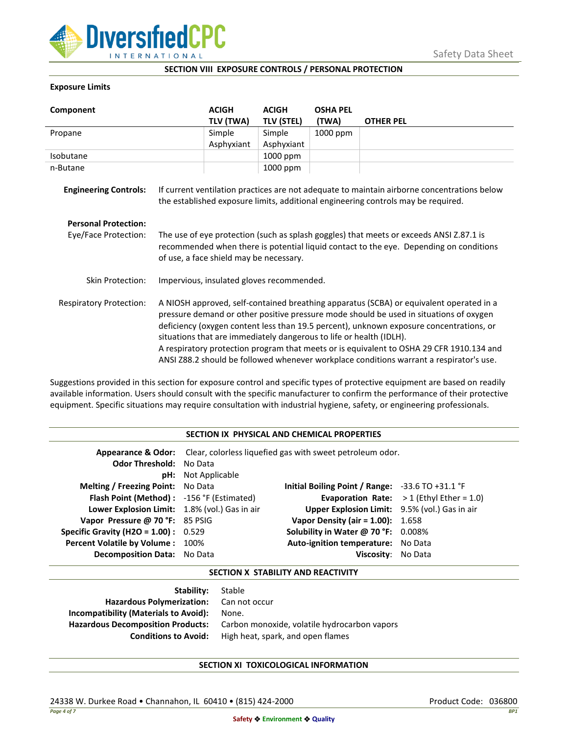## SECTION VIII EXPOSURE CONTROLS / PERSONAL PROTECTION

**Exposure Limits**

| Component | ACIGH TLV (TWA) | ACIGH TLV (STEL) | OSHA PEL (TWA) | OTHER PEL |
|---|---|---|---|---|
| Propane | Simple Asphyxiant | Simple Asphyxiant | 1000 ppm | |
| Isobutane | | 1000 ppm | | |
| n-Butane | | 1000 ppm | | |

**Engineering Controls:** If current ventilation practices are not adequate to maintain airborne concentrations below the established exposure limits, additional engineering controls may be required.

**Personal Protection:**

Eye/Face Protection: The use of eye protection (such as splash goggles) that meets or exceeds ANSI Z.87.1 is recommended when there is potential liquid contact to the eye. Depending on conditions of use, a face shield may be necessary.

Skin Protection: Impervious, insulated gloves recommended.

Respiratory Protection: A NIOSH approved, self-contained breathing apparatus (SCBA) or equivalent operated in a pressure demand or other positive pressure mode should be used in situations of oxygen deficiency (oxygen content less than 19.5 percent), unknown exposure concentrations, or situations that are immediately dangerous to life or health (IDLH).
A respiratory protection program that meets or is equivalent to OSHA 29 CFR 1910.134 and ANSI Z88.2 should be followed whenever workplace conditions warrant a respirator's use.

Suggestions provided in this section for exposure control and specific types of protective equipment are based on readily available information. Users should consult with the specific manufacturer to confirm the performance of their protective equipment. Specific situations may require consultation with industrial hygiene, safety, or engineering professionals.

## SECTION IX PHYSICAL AND CHEMICAL PROPERTIES

**Appearance & Odor:** Clear, colorless liquefied gas with sweet petroleum odor.
**Odor Threshold:** No Data
**pH:** Not Applicable

| | | | |
|---|---|---|---|
| **Melting / Freezing Point:** | No Data | **Initial Boiling Point / Range:** | -33.6 TO +31.1 °F |
| **Flash Point (Method) :** | -156 °F (Estimated) | **Evaporation Rate:** | > 1 (Ethyl Ether = 1.0) |
| **Lower Explosion Limit:** | 1.8% (vol.) Gas in air | **Upper Explosion Limit:** | 9.5% (vol.) Gas in air |
| **Vapor Pressure @ 70 °F:** | 85 PSIG | **Vapor Density (air = 1.00):** | 1.658 |
| **Specific Gravity (H2O = 1.00) :** | 0.529 | **Solubility in Water @ 70 °F:** | 0.008% |
| **Percent Volatile by Volume :** | 100% | **Auto-ignition temperature:** | No Data |
| **Decomposition Data:** | No Data | **Viscosity:** | No Data |

## SECTION X STABILITY AND REACTIVITY

**Stability:** Stable
**Hazardous Polymerization:** Can not occur
**Incompatibility (Materials to Avoid):** None.
**Hazardous Decomposition Products:** Carbon monoxide, volatile hydrocarbon vapors
**Conditions to Avoid:** High heat, spark, and open flames

## SECTION XI TOXICOLOGICAL INFORMATION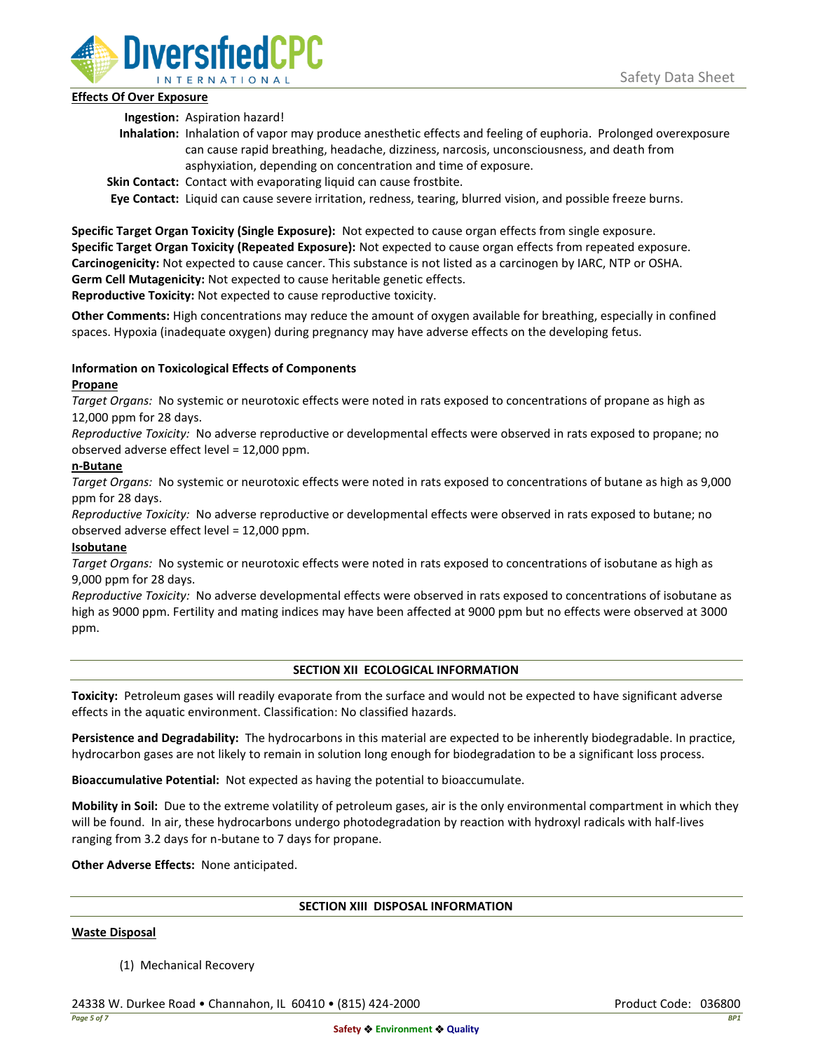**Effects Of Over Exposure**

**Ingestion:** Aspiration hazard!

**Inhalation:** Inhalation of vapor may produce anesthetic effects and feeling of euphoria. Prolonged overexposure can cause rapid breathing, headache, dizziness, narcosis, unconsciousness, and death from asphyxiation, depending on concentration and time of exposure.

**Skin Contact:** Contact with evaporating liquid can cause frostbite.

**Eye Contact:** Liquid can cause severe irritation, redness, tearing, blurred vision, and possible freeze burns.

**Specific Target Organ Toxicity (Single Exposure):** Not expected to cause organ effects from single exposure.
**Specific Target Organ Toxicity (Repeated Exposure):** Not expected to cause organ effects from repeated exposure.
**Carcinogenicity:** Not expected to cause cancer. This substance is not listed as a carcinogen by IARC, NTP or OSHA.
**Germ Cell Mutagenicity:** Not expected to cause heritable genetic effects.
**Reproductive Toxicity:** Not expected to cause reproductive toxicity.

**Other Comments:** High concentrations may reduce the amount of oxygen available for breathing, especially in confined spaces. Hypoxia (inadequate oxygen) during pregnancy may have adverse effects on the developing fetus.

**Information on Toxicological Effects of Components**

**Propane**

*Target Organs:* No systemic or neurotoxic effects were noted in rats exposed to concentrations of propane as high as 12,000 ppm for 28 days.

*Reproductive Toxicity:* No adverse reproductive or developmental effects were observed in rats exposed to propane; no observed adverse effect level = 12,000 ppm.

**n-Butane**

*Target Organs:* No systemic or neurotoxic effects were noted in rats exposed to concentrations of butane as high as 9,000 ppm for 28 days.

*Reproductive Toxicity:* No adverse reproductive or developmental effects were observed in rats exposed to butane; no observed adverse effect level = 12,000 ppm.

**Isobutane**

*Target Organs:* No systemic or neurotoxic effects were noted in rats exposed to concentrations of isobutane as high as 9,000 ppm for 28 days.

*Reproductive Toxicity:* No adverse developmental effects were observed in rats exposed to concentrations of isobutane as high as 9000 ppm. Fertility and mating indices may have been affected at 9000 ppm but no effects were observed at 3000 ppm.

## SECTION XII ECOLOGICAL INFORMATION

**Toxicity:** Petroleum gases will readily evaporate from the surface and would not be expected to have significant adverse effects in the aquatic environment. Classification: No classified hazards.

**Persistence and Degradability:** The hydrocarbons in this material are expected to be inherently biodegradable. In practice, hydrocarbon gases are not likely to remain in solution long enough for biodegradation to be a significant loss process.

**Bioaccumulative Potential:** Not expected as having the potential to bioaccumulate.

**Mobility in Soil:** Due to the extreme volatility of petroleum gases, air is the only environmental compartment in which they will be found. In air, these hydrocarbons undergo photodegradation by reaction with hydroxyl radicals with half-lives ranging from 3.2 days for n-butane to 7 days for propane.

**Other Adverse Effects:** None anticipated.

## SECTION XIII DISPOSAL INFORMATION

**Waste Disposal**

(1) Mechanical Recovery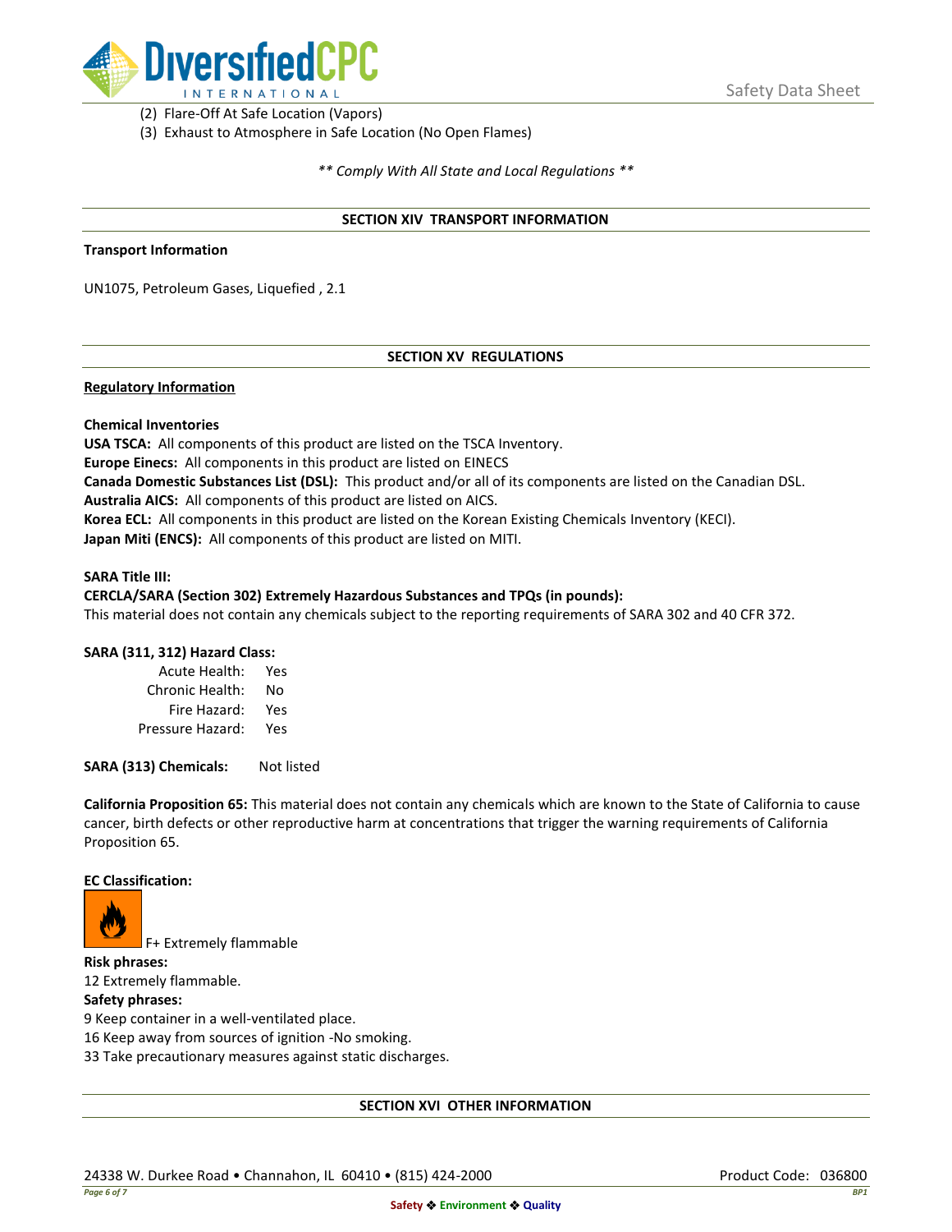(2) Flare-Off At Safe Location (Vapors)
(3) Exhaust to Atmosphere in Safe Location (No Open Flames)

*** Comply With All State and Local Regulations ***

## SECTION XIV TRANSPORT INFORMATION

**Transport Information**

UN1075, Petroleum Gases, Liquefied , 2.1

## SECTION XV REGULATIONS

**Regulatory Information**

**Chemical Inventories**
**USA TSCA:** All components of this product are listed on the TSCA Inventory.
**Europe Einecs:** All components in this product are listed on EINECS
**Canada Domestic Substances List (DSL):** This product and/or all of its components are listed on the Canadian DSL.
**Australia AICS:** All components of this product are listed on AICS.
**Korea ECL:** All components in this product are listed on the Korean Existing Chemicals Inventory (KECI).
**Japan Miti (ENCS):** All components of this product are listed on MITI.

**SARA Title III:**
**CERCLA/SARA (Section 302) Extremely Hazardous Substances and TPQs (in pounds):**
This material does not contain any chemicals subject to the reporting requirements of SARA 302 and 40 CFR 372.

**SARA (311, 312) Hazard Class:**

| | |
|---|---|
| Acute Health: | Yes |
| Chronic Health: | No |
| Fire Hazard: | Yes |
| Pressure Hazard: | Yes |

**SARA (313) Chemicals:** Not listed

**California Proposition 65:** This material does not contain any chemicals which are known to the State of California to cause cancer, birth defects or other reproductive harm at concentrations that trigger the warning requirements of California Proposition 65.

**EC Classification:**

F+ Extremely flammable

**Risk phrases:**
12 Extremely flammable.

**Safety phrases:**
9 Keep container in a well-ventilated place.
16 Keep away from sources of ignition -No smoking.
33 Take precautionary measures against static discharges.

## SECTION XVI OTHER INFORMATION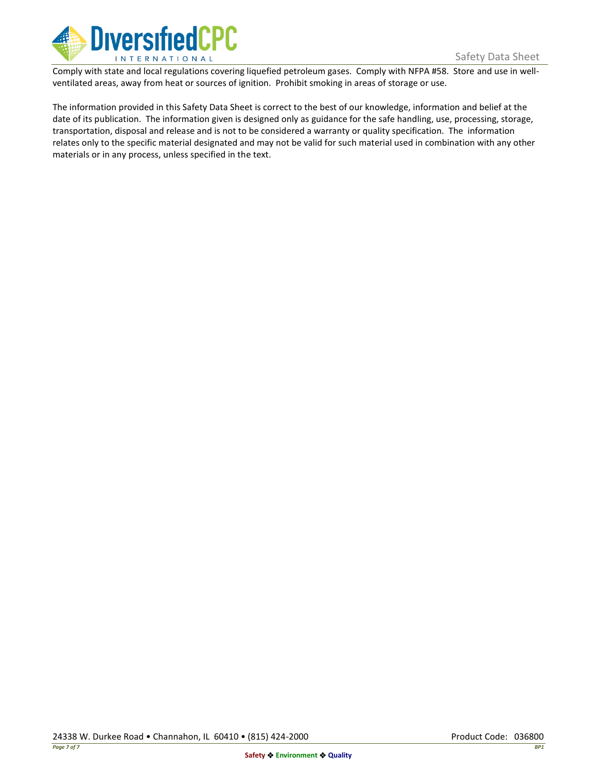Comply with state and local regulations covering liquefied petroleum gases. Comply with NFPA #58. Store and use in well-ventilated areas, away from heat or sources of ignition. Prohibit smoking in areas of storage or use.

The information provided in this Safety Data Sheet is correct to the best of our knowledge, information and belief at the date of its publication. The information given is designed only as guidance for the safe handling, use, processing, storage, transportation, disposal and release and is not to be considered a warranty or quality specification. The information relates only to the specific material designated and may not be valid for such material used in combination with any other materials or in any process, unless specified in the text.